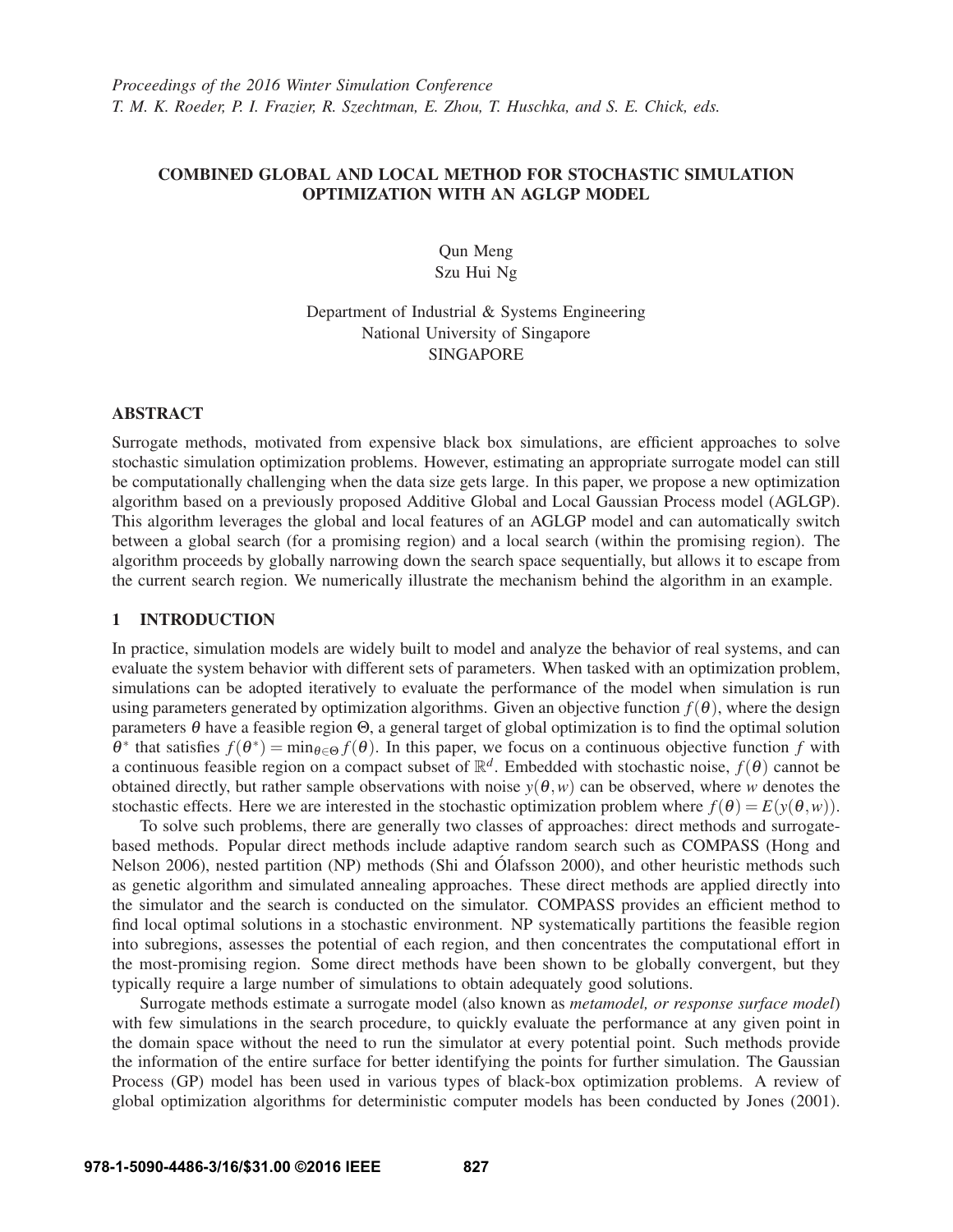*Proceedings of the 2016 Winter Simulation Conference*
*T. M. K. Roeder, P. I. Frazier, R. Szechtman, E. Zhou, T. Huschka, and S. E. Chick, eds.*

# COMBINED GLOBAL AND LOCAL METHOD FOR STOCHASTIC SIMULATION OPTIMIZATION WITH AN AGLGP MODEL

Qun Meng
Szu Hui Ng

Department of Industrial & Systems Engineering
National University of Singapore
SINGAPORE

## ABSTRACT

Surrogate methods, motivated from expensive black box simulations, are efficient approaches to solve stochastic simulation optimization problems. However, estimating an appropriate surrogate model can still be computationally challenging when the data size gets large. In this paper, we propose a new optimization algorithm based on a previously proposed Additive Global and Local Gaussian Process model (AGLGP). This algorithm leverages the global and local features of an AGLGP model and can automatically switch between a global search (for a promising region) and a local search (within the promising region). The algorithm proceeds by globally narrowing down the search space sequentially, but allows it to escape from the current search region. We numerically illustrate the mechanism behind the algorithm in an example.

## 1 INTRODUCTION

In practice, simulation models are widely built to model and analyze the behavior of real systems, and can evaluate the system behavior with different sets of parameters. When tasked with an optimization problem, simulations can be adopted iteratively to evaluate the performance of the model when simulation is run using parameters generated by optimization algorithms. Given an objective function $f(\theta)$, where the design parameters $\theta$ have a feasible region $\Theta$, a general target of global optimization is to find the optimal solution $\theta^*$ that satisfies $f(\theta^*) = \min_{\theta \in \Theta} f(\theta)$. In this paper, we focus on a continuous objective function $f$ with a continuous feasible region on a compact subset of $\mathbb{R}^d$. Embedded with stochastic noise, $f(\theta)$ cannot be obtained directly, but rather sample observations with noise $y(\theta, w)$ can be observed, where $w$ denotes the stochastic effects. Here we are interested in the stochastic optimization problem where $f(\theta) = E(y(\theta, w))$.

To solve such problems, there are generally two classes of approaches: direct methods and surrogate-based methods. Popular direct methods include adaptive random search such as COMPASS (Hong and Nelson 2006), nested partition (NP) methods (Shi and Ólafsson 2000), and other heuristic methods such as genetic algorithm and simulated annealing approaches. These direct methods are applied directly into the simulator and the search is conducted on the simulator. COMPASS provides an efficient method to find local optimal solutions in a stochastic environment. NP systematically partitions the feasible region into subregions, assesses the potential of each region, and then concentrates the computational effort in the most-promising region. Some direct methods have been shown to be globally convergent, but they typically require a large number of simulations to obtain adequately good solutions.

Surrogate methods estimate a surrogate model (also known as *metamodel, or response surface model*) with few simulations in the search procedure, to quickly evaluate the performance at any given point in the domain space without the need to run the simulator at every potential point. Such methods provide the information of the entire surface for better identifying the points for further simulation. The Gaussian Process (GP) model has been used in various types of black-box optimization problems. A review of global optimization algorithms for deterministic computer models has been conducted by Jones (2001).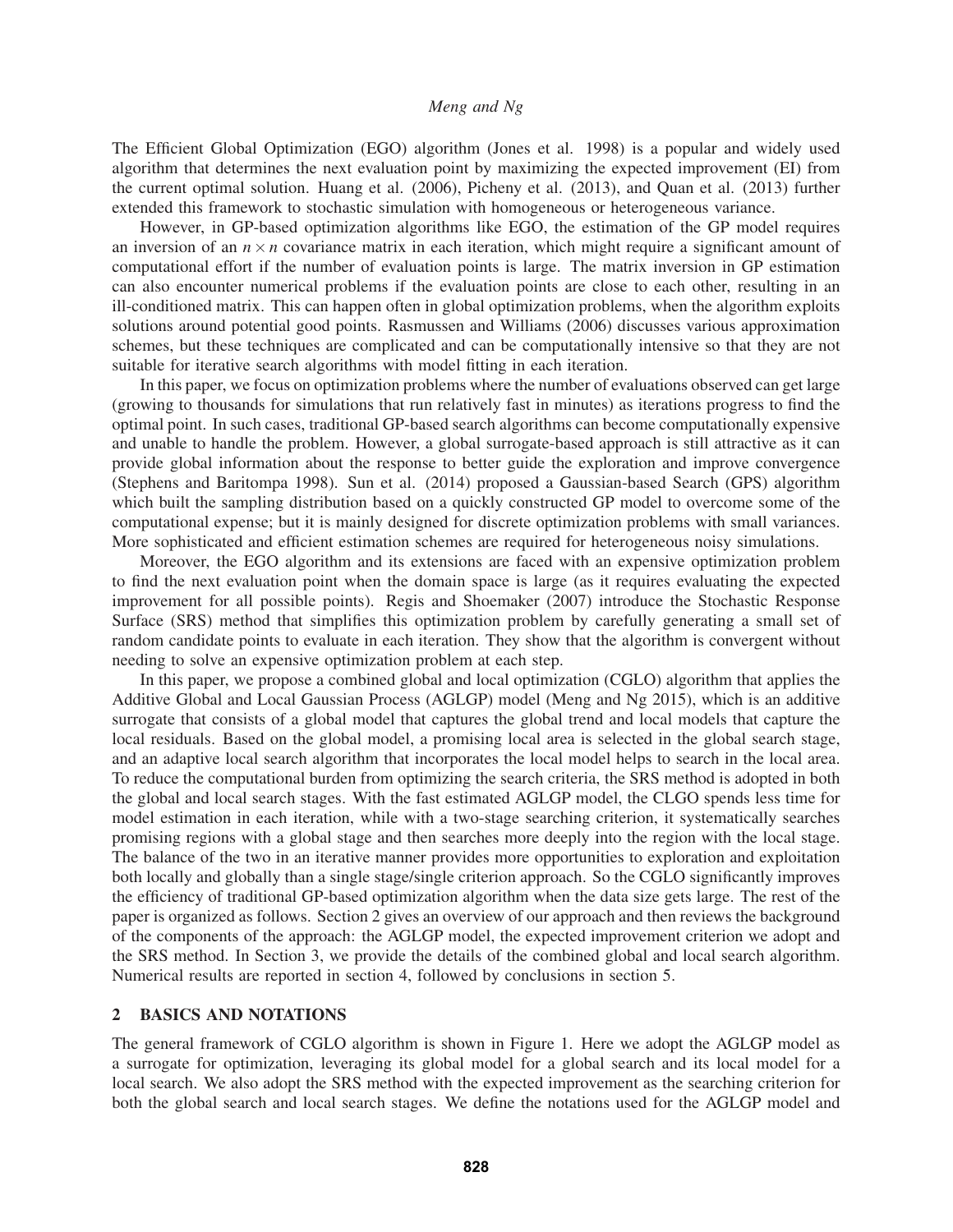The Efficient Global Optimization (EGO) algorithm (Jones et al. 1998) is a popular and widely used algorithm that determines the next evaluation point by maximizing the expected improvement (EI) from the current optimal solution. Huang et al. (2006), Picheny et al. (2013), and Quan et al. (2013) further extended this framework to stochastic simulation with homogeneous or heterogeneous variance.

However, in GP-based optimization algorithms like EGO, the estimation of the GP model requires an inversion of an $n \times n$ covariance matrix in each iteration, which might require a significant amount of computational effort if the number of evaluation points is large. The matrix inversion in GP estimation can also encounter numerical problems if the evaluation points are close to each other, resulting in an ill-conditioned matrix. This can happen often in global optimization problems, when the algorithm exploits solutions around potential good points. Rasmussen and Williams (2006) discusses various approximation schemes, but these techniques are complicated and can be computationally intensive so that they are not suitable for iterative search algorithms with model fitting in each iteration.

In this paper, we focus on optimization problems where the number of evaluations observed can get large (growing to thousands for simulations that run relatively fast in minutes) as iterations progress to find the optimal point. In such cases, traditional GP-based search algorithms can become computationally expensive and unable to handle the problem. However, a global surrogate-based approach is still attractive as it can provide global information about the response to better guide the exploration and improve convergence (Stephens and Baritompa 1998). Sun et al. (2014) proposed a Gaussian-based Search (GPS) algorithm which built the sampling distribution based on a quickly constructed GP model to overcome some of the computational expense; but it is mainly designed for discrete optimization problems with small variances. More sophisticated and efficient estimation schemes are required for heterogeneous noisy simulations.

Moreover, the EGO algorithm and its extensions are faced with an expensive optimization problem to find the next evaluation point when the domain space is large (as it requires evaluating the expected improvement for all possible points). Regis and Shoemaker (2007) introduce the Stochastic Response Surface (SRS) method that simplifies this optimization problem by carefully generating a small set of random candidate points to evaluate in each iteration. They show that the algorithm is convergent without needing to solve an expensive optimization problem at each step.

In this paper, we propose a combined global and local optimization (CGLO) algorithm that applies the Additive Global and Local Gaussian Process (AGLGP) model (Meng and Ng 2015), which is an additive surrogate that consists of a global model that captures the global trend and local models that capture the local residuals. Based on the global model, a promising local area is selected in the global search stage, and an adaptive local search algorithm that incorporates the local model helps to search in the local area. To reduce the computational burden from optimizing the search criteria, the SRS method is adopted in both the global and local search stages. With the fast estimated AGLGP model, the CLGO spends less time for model estimation in each iteration, while with a two-stage searching criterion, it systematically searches promising regions with a global stage and then searches more deeply into the region with the local stage. The balance of the two in an iterative manner provides more opportunities to exploration and exploitation both locally and globally than a single stage/single criterion approach. So the CGLO significantly improves the efficiency of traditional GP-based optimization algorithm when the data size gets large. The rest of the paper is organized as follows. Section 2 gives an overview of our approach and then reviews the background of the components of the approach: the AGLGP model, the expected improvement criterion we adopt and the SRS method. In Section 3, we provide the details of the combined global and local search algorithm. Numerical results are reported in section 4, followed by conclusions in section 5.

## 2 BASICS AND NOTATIONS

The general framework of CGLO algorithm is shown in Figure 1. Here we adopt the AGLGP model as a surrogate for optimization, leveraging its global model for a global search and its local model for a local search. We also adopt the SRS method with the expected improvement as the searching criterion for both the global search and local search stages. We define the notations used for the AGLGP model and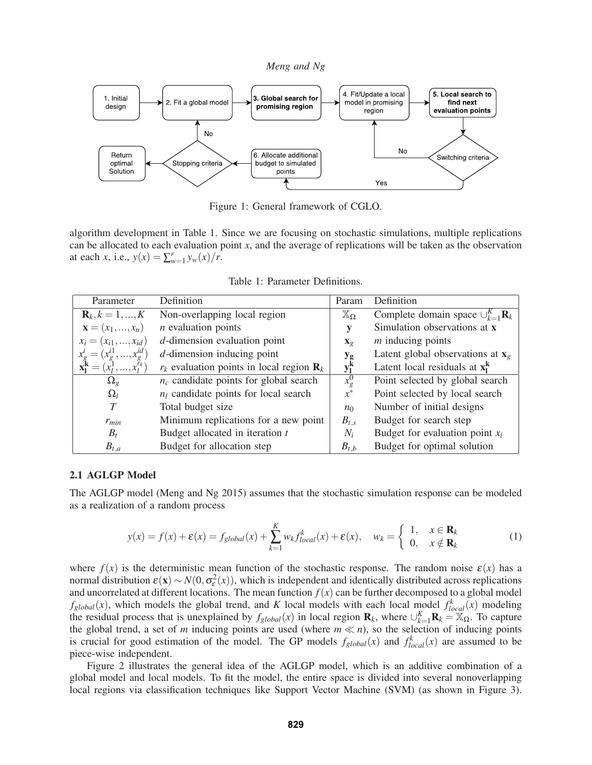Figure 1: General framework of CGLO.

algorithm development in Table 1. Since we are focusing on stochastic simulations, multiple replications can be allocated to each evaluation point $x$, and the average of replications will be taken as the observation at each $x$, i.e., $y(x) = \sum_{w=1}^{r} y_w(x)/r$.

Table 1: Parameter Definitions.

| Parameter | Definition | Param | Definition |
|---|---|---|---|
| $\mathbf{R}_k, k = 1, ..., K$ | Non-overlapping local region | $\mathbb{X}_\Omega$ | Complete domain space $\cup_{k=1}^{K} \mathbf{R}_k$ |
| $\mathbf{x} = (x_1, ..., x_n)$ | $n$ evaluation points | $\mathbf{y}$ | Simulation observations at $\mathbf{x}$ |
| $x_i = (x_{i1}, ..., x_{id})$ | $d$-dimension evaluation point | $\mathbf{x}_g$ | $m$ inducing points |
| $x_g^i = (x_g^{i1}, ..., x_g^{id})$ | $d$-dimension inducing point | $\mathbf{y_g}$ | Latent global observations at $\mathbf{x}_g$ |
| $\mathbf{x_l^k} = (x_l^1, ..., x_l^{r_k})$ | $r_k$ evaluation points in local region $\mathbf{R}_k$ | $\mathbf{y_l^k}$ | Latent local residuals at $\mathbf{x_l^k}$ |
| $\Omega_g$ | $n_c$ candidate points for global search | $x_g^0$ | Point selected by global search |
| $\Omega_l$ | $n_l$ candidate points for local search | $x^*$ | Point selected by local search |
| $T$ | Total budget size | $n_0$ | Number of initial designs |
| $r_{min}$ | Minimum replications for a new point | $B_{t,s}$ | Budget for search step |
| $B_t$ | Budget allocated in iteration $t$ | $N_i$ | Budget for evaluation point $x_i$ |
| $B_{t,a}$ | Budget for allocation step | $B_{t,b}$ | Budget for optimal solution |

### 2.1 AGLGP Model

The AGLGP model (Meng and Ng 2015) assumes that the stochastic simulation response can be modeled as a realization of a random process

$$y(x) = f(x) + \varepsilon(x) = f_{global}(x) + \sum_{k=1}^{K} w_k f_{local}^k(x) + \varepsilon(x), \quad w_k = \begin{cases} 1, & x \in \mathbf{R}_k \\ 0, & x \notin \mathbf{R}_k \end{cases} \tag{1}$$

where $f(x)$ is the deterministic mean function of the stochastic response. The random noise $\varepsilon(x)$ has a normal distribution $\varepsilon(\mathbf{x}) \sim N(0, \sigma_\varepsilon^2(x))$, which is independent and identically distributed across replications and uncorrelated at different locations. The mean function $f(x)$ can be further decomposed to a global model $f_{global}(x)$, which models the global trend, and $K$ local models with each local model $f_{local}^k(x)$ modeling the residual process that is unexplained by $f_{global}(x)$ in local region $\mathbf{R}_k$, where $\cup_{k=1}^{K} \mathbf{R}_k = \mathbb{X}_\Omega$. To capture the global trend, a set of $m$ inducing points are used (where $m \ll n$), so the selection of inducing points is crucial for good estimation of the model. The GP models $f_{global}(x)$ and $f_{local}^k(x)$ are assumed to be piece-wise independent.

Figure 2 illustrates the general idea of the AGLGP model, which is an additive combination of a global model and local models. To fit the model, the entire space is divided into several nonoverlapping local regions via classification techniques like Support Vector Machine (SVM) (as shown in Figure 3).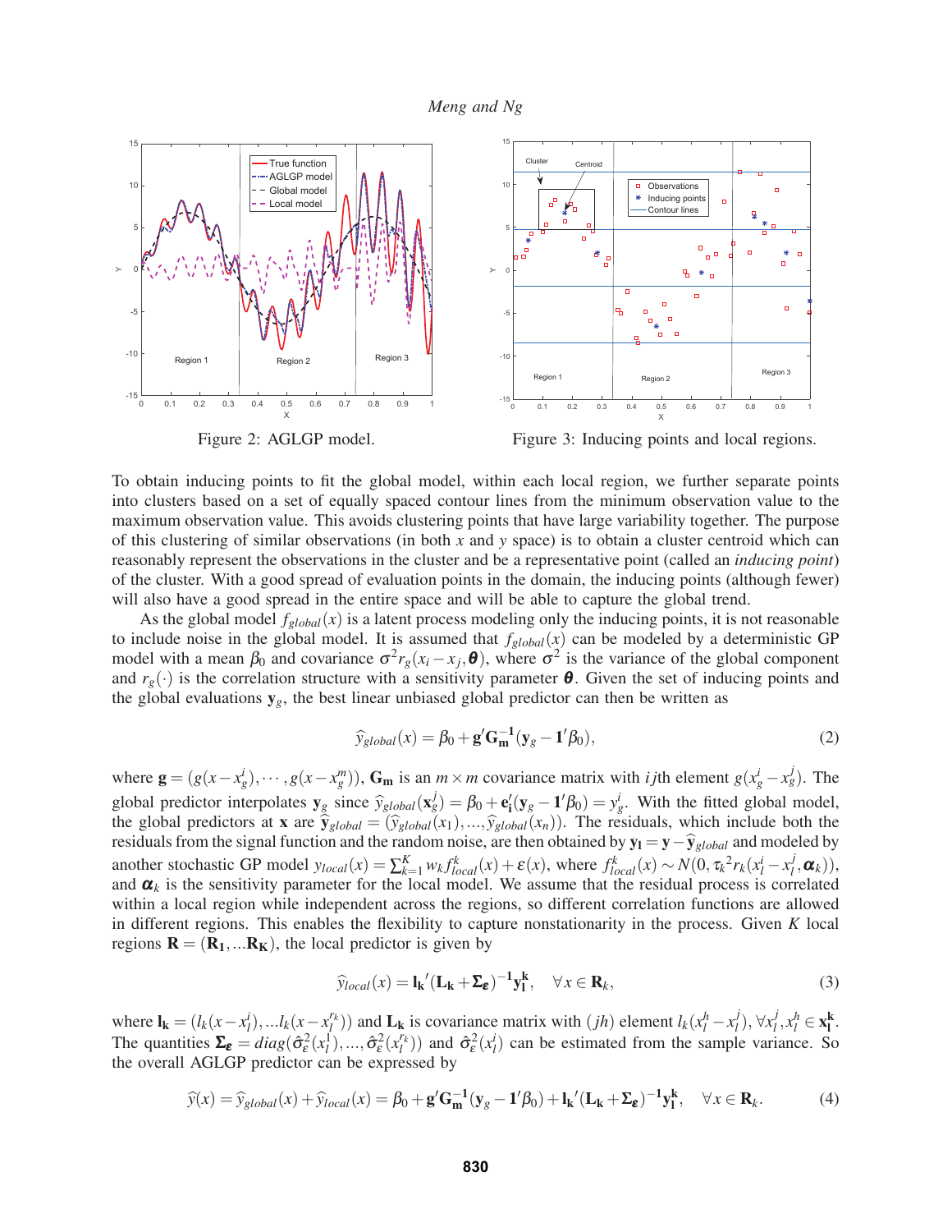Figure 2: AGLGP model.

Figure 3: Inducing points and local regions.

To obtain inducing points to fit the global model, within each local region, we further separate points into clusters based on a set of equally spaced contour lines from the minimum observation value to the maximum observation value. This avoids clustering points that have large variability together. The purpose of this clustering of similar observations (in both $x$ and $y$ space) is to obtain a cluster centroid which can reasonably represent the observations in the cluster and be a representative point (called an *inducing point*) of the cluster. With a good spread of evaluation points in the domain, the inducing points (although fewer) will also have a good spread in the entire space and will be able to capture the global trend.

As the global model $f_{global}(x)$ is a latent process modeling only the inducing points, it is not reasonable to include noise in the global model. It is assumed that $f_{global}(x)$ can be modeled by a deterministic GP model with a mean $\beta_0$ and covariance $\sigma^2 r_g(x_i - x_j, \boldsymbol{\theta})$, where $\sigma^2$ is the variance of the global component and $r_g(\cdot)$ is the correlation structure with a sensitivity parameter $\boldsymbol{\theta}$. Given the set of inducing points and the global evaluations $\mathbf{y}_g$, the best linear unbiased global predictor can then be written as

$$\widehat{y}_{global}(x) = \beta_0 + \mathbf{g}'\mathbf{G_m^{-1}}(\mathbf{y}_g - \mathbf{1}'\beta_0), \tag{2}$$

where $\mathbf{g} = (g(x - x_g^i), \cdots, g(x - x_g^m))$, $\mathbf{G_m}$ is an $m \times m$ covariance matrix with $ij$th element $g(x_g^i - x_g^j)$. The global predictor interpolates $\mathbf{y}_g$ since $\widehat{y}_{global}(\mathbf{x}_g^i) = \beta_0 + \mathbf{e_i}'(\mathbf{y}_g - \mathbf{1}'\beta_0) = y_g^i$. With the fitted global model, the global predictors at $\mathbf{x}$ are $\widehat{\mathbf{y}}_{global} = (\widehat{y}_{global}(x_1), ..., \widehat{y}_{global}(x_n))$. The residuals, which include both the residuals from the signal function and the random noise, are then obtained by $\mathbf{y_l} = \mathbf{y} - \widehat{\mathbf{y}}_{global}$ and modeled by another stochastic GP model $y_{local}(x) = \sum_{k=1}^{K} w_k f_{local}^k(x) + \varepsilon(x)$, where $f_{local}^k(x) \sim N(0, \tau_k^2 r_k(x_l^i - x_l^j, \boldsymbol{\alpha}_k))$, and $\boldsymbol{\alpha}_k$ is the sensitivity parameter for the local model. We assume that the residual process is correlated within a local region while independent across the regions, so different correlation functions are allowed in different regions. This enables the flexibility to capture nonstationarity in the process. Given $K$ local regions $\mathbf{R} = (\mathbf{R_1}, ...\mathbf{R_K})$, the local predictor is given by

$$\widehat{y}_{local}(x) = \mathbf{l_k}'(\mathbf{L_k} + \boldsymbol{\Sigma_\varepsilon})^{-1}\mathbf{y_l^k}, \quad \forall x \in \mathbf{R}_k, \tag{3}$$

where $\mathbf{l_k} = (l_k(x - x_l^i), ...l_k(x - x_l^{r_k}))$ and $\mathbf{L_k}$ is covariance matrix with $(jh)$ element $l_k(x_l^h - x_l^j), \forall x_l^j, x_l^h \in \mathbf{x_l^k}$. The quantities $\boldsymbol{\Sigma_\varepsilon} = diag(\hat{\sigma}_\varepsilon^2(x_l^1), ..., \hat{\sigma}_\varepsilon^2(x_l^{r_k}))$ and $\hat{\sigma}_\varepsilon^2(x_l^i)$ can be estimated from the sample variance. So the overall AGLGP predictor can be expressed by

$$\widehat{y}(x) = \widehat{y}_{global}(x) + \widehat{y}_{local}(x) = \beta_0 + \mathbf{g}'\mathbf{G_m^{-1}}(\mathbf{y}_g - \mathbf{1}'\beta_0) + \mathbf{l_k}'(\mathbf{L_k} + \boldsymbol{\Sigma_\varepsilon})^{-1}\mathbf{y_l^k}, \quad \forall x \in \mathbf{R}_k. \tag{4}$$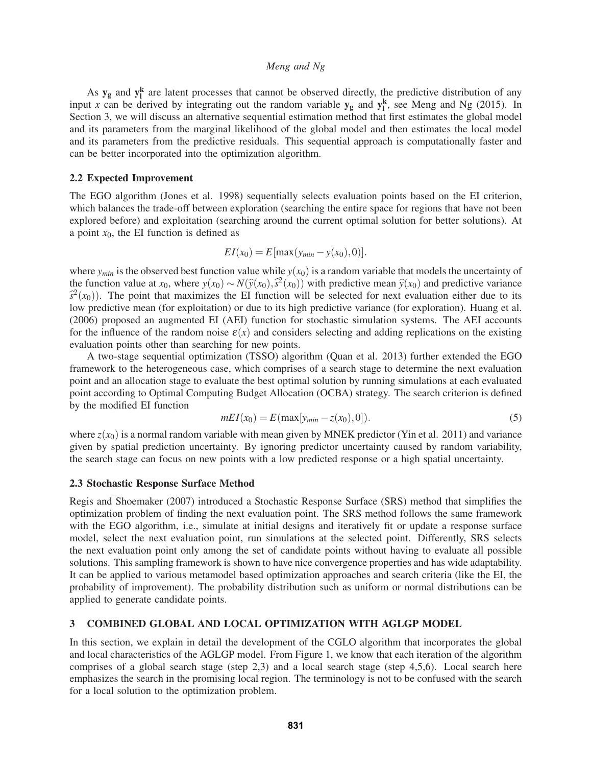As $\mathbf{y_g}$ and $\mathbf{y_l^k}$ are latent processes that cannot be observed directly, the predictive distribution of any input $x$ can be derived by integrating out the random variable $\mathbf{y_g}$ and $\mathbf{y_l^k}$, see Meng and Ng (2015). In Section 3, we will discuss an alternative sequential estimation method that first estimates the global model and its parameters from the marginal likelihood of the global model and then estimates the local model and its parameters from the predictive residuals. This sequential approach is computationally faster and can be better incorporated into the optimization algorithm.

### 2.2 Expected Improvement

The EGO algorithm (Jones et al. 1998) sequentially selects evaluation points based on the EI criterion, which balances the trade-off between exploration (searching the entire space for regions that have not been explored before) and exploitation (searching around the current optimal solution for better solutions). At a point $x_0$, the EI function is defined as

$$EI(x_0) = E[\max(y_{min} - y(x_0), 0)].$$

where $y_{min}$ is the observed best function value while $y(x_0)$ is a random variable that models the uncertainty of the function value at $x_0$, where $y(x_0) \sim N(\widehat{y}(x_0), \widehat{s}^2(x_0))$ with predictive mean $\widehat{y}(x_0)$ and predictive variance $\widehat{s}^2(x_0)$). The point that maximizes the EI function will be selected for next evaluation either due to its low predictive mean (for exploitation) or due to its high predictive variance (for exploration). Huang et al. (2006) proposed an augmented EI (AEI) function for stochastic simulation systems. The AEI accounts for the influence of the random noise $\varepsilon(x)$ and considers selecting and adding replications on the existing evaluation points other than searching for new points.

A two-stage sequential optimization (TSSO) algorithm (Quan et al. 2013) further extended the EGO framework to the heterogeneous case, which comprises of a search stage to determine the next evaluation point and an allocation stage to evaluate the best optimal solution by running simulations at each evaluated point according to Optimal Computing Budget Allocation (OCBA) strategy. The search criterion is defined by the modified EI function

$$mEI(x_0) = E(\max[y_{min} - z(x_0), 0]). \tag{5}$$

where $z(x_0)$ is a normal random variable with mean given by MNEK predictor (Yin et al. 2011) and variance given by spatial prediction uncertainty. By ignoring predictor uncertainty caused by random variability, the search stage can focus on new points with a low predicted response or a high spatial uncertainty.

### 2.3 Stochastic Response Surface Method

Regis and Shoemaker (2007) introduced a Stochastic Response Surface (SRS) method that simplifies the optimization problem of finding the next evaluation point. The SRS method follows the same framework with the EGO algorithm, i.e., simulate at initial designs and iteratively fit or update a response surface model, select the next evaluation point, run simulations at the selected point. Differently, SRS selects the next evaluation point only among the set of candidate points without having to evaluate all possible solutions. This sampling framework is shown to have nice convergence properties and has wide adaptability. It can be applied to various metamodel based optimization approaches and search criteria (like the EI, the probability of improvement). The probability distribution such as uniform or normal distributions can be applied to generate candidate points.

## 3 COMBINED GLOBAL AND LOCAL OPTIMIZATION WITH AGLGP MODEL

In this section, we explain in detail the development of the CGLO algorithm that incorporates the global and local characteristics of the AGLGP model. From Figure 1, we know that each iteration of the algorithm comprises of a global search stage (step 2,3) and a local search stage (step 4,5,6). Local search here emphasizes the search in the promising local region. The terminology is not to be confused with the search for a local solution to the optimization problem.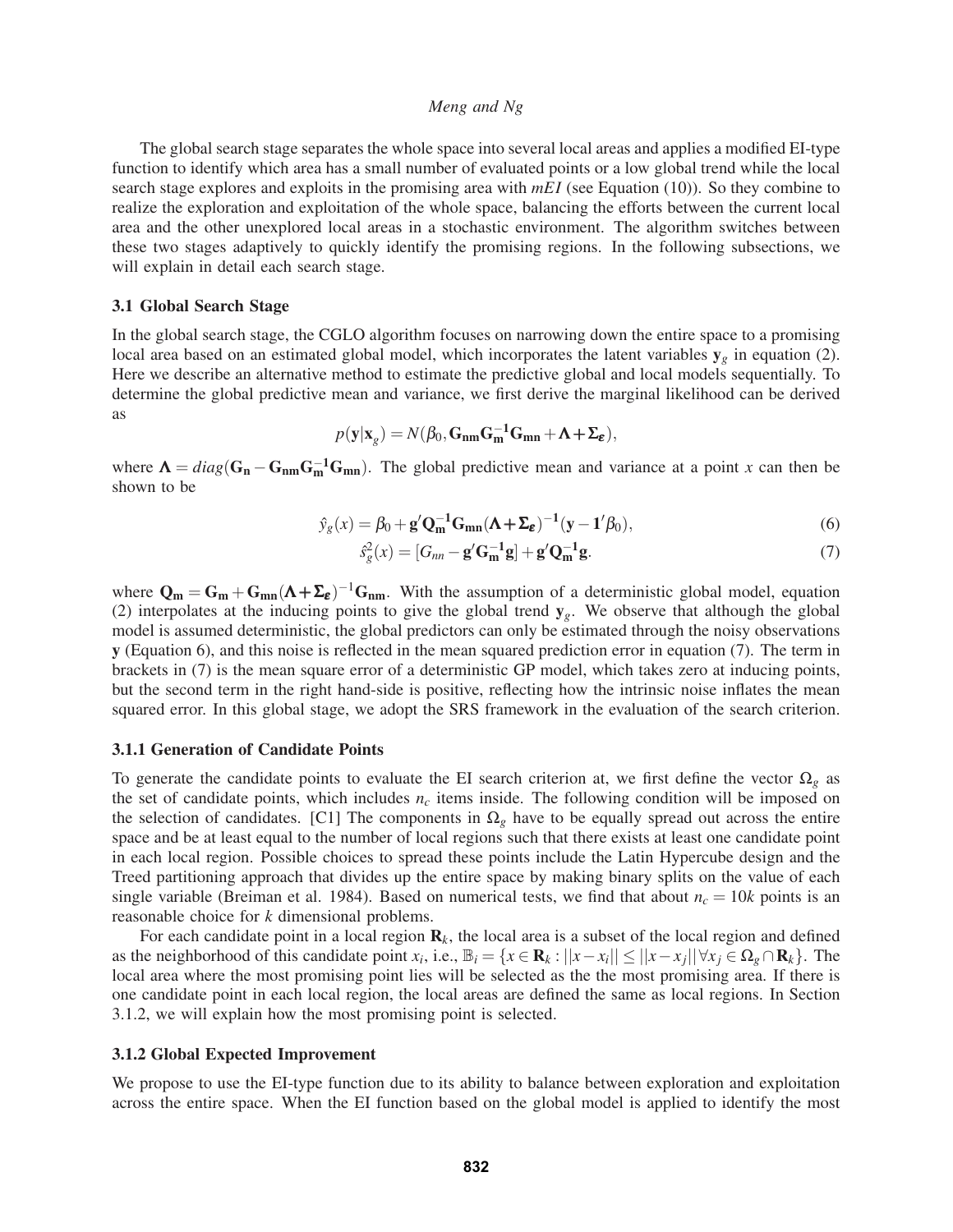The global search stage separates the whole space into several local areas and applies a modified EI-type function to identify which area has a small number of evaluated points or a low global trend while the local search stage explores and exploits in the promising area with *mEI* (see Equation (10)). So they combine to realize the exploration and exploitation of the whole space, balancing the efforts between the current local area and the other unexplored local areas in a stochastic environment. The algorithm switches between these two stages adaptively to quickly identify the promising regions. In the following subsections, we will explain in detail each search stage.

### 3.1 Global Search Stage

In the global search stage, the CGLO algorithm focuses on narrowing down the entire space to a promising local area based on an estimated global model, which incorporates the latent variables $\mathbf{y}_g$ in equation (2). Here we describe an alternative method to estimate the predictive global and local models sequentially. To determine the global predictive mean and variance, we first derive the marginal likelihood can be derived as

$$p(\mathbf{y}|\mathbf{x}_g) = N(\beta_0, \mathbf{G_{nm}G_m^{-1}G_{mn}} + \mathbf{\Lambda} + \mathbf{\Sigma_\varepsilon}),$$

where $\mathbf{\Lambda} = diag(\mathbf{G_n} - \mathbf{G_{nm}G_m^{-1}G_{mn}})$. The global predictive mean and variance at a point $x$ can then be shown to be

$$\hat{y}_g(x) = \beta_0 + \mathbf{g}'\mathbf{Q_m^{-1}G_{mn}}(\mathbf{\Lambda} + \mathbf{\Sigma_\varepsilon})^{-1}(\mathbf{y} - \mathbf{1}'\beta_0), \tag{6}$$

$$\hat{s}_g^2(x) = [G_{nn} - \mathbf{g}'\mathbf{G_m^{-1}g}] + \mathbf{g}'\mathbf{Q_m^{-1}g}. \tag{7}$$

where $\mathbf{Q_m} = \mathbf{G_m} + \mathbf{G_{mn}}(\mathbf{\Lambda} + \mathbf{\Sigma_\varepsilon})^{-1}\mathbf{G_{nm}}$. With the assumption of a deterministic global model, equation (2) interpolates at the inducing points to give the global trend $\mathbf{y}_g$. We observe that although the global model is assumed deterministic, the global predictors can only be estimated through the noisy observations $\mathbf{y}$ (Equation 6), and this noise is reflected in the mean squared prediction error in equation (7). The term in brackets in (7) is the mean square error of a deterministic GP model, which takes zero at inducing points, but the second term in the right hand-side is positive, reflecting how the intrinsic noise inflates the mean squared error. In this global stage, we adopt the SRS framework in the evaluation of the search criterion.

#### 3.1.1 Generation of Candidate Points

To generate the candidate points to evaluate the EI search criterion at, we first define the vector $\Omega_g$ as the set of candidate points, which includes $n_c$ items inside. The following condition will be imposed on the selection of candidates. [C1] The components in $\Omega_g$ have to be equally spread out across the entire space and be at least equal to the number of local regions such that there exists at least one candidate point in each local region. Possible choices to spread these points include the Latin Hypercube design and the Treed partitioning approach that divides up the entire space by making binary splits on the value of each single variable (Breiman et al. 1984). Based on numerical tests, we find that about $n_c = 10k$ points is an reasonable choice for $k$ dimensional problems.

For each candidate point in a local region $\mathbf{R}_k$, the local area is a subset of the local region and defined as the neighborhood of this candidate point $x_i$, i.e., $\mathbb{B}_i = \{x \in \mathbf{R}_k : ||x - x_i|| \leq ||x - x_j|| \forall x_j \in \Omega_g \cap \mathbf{R}_k\}$. The local area where the most promising point lies will be selected as the the most promising area. If there is one candidate point in each local region, the local areas are defined the same as local regions. In Section 3.1.2, we will explain how the most promising point is selected.

#### 3.1.2 Global Expected Improvement

We propose to use the EI-type function due to its ability to balance between exploration and exploitation across the entire space. When the EI function based on the global model is applied to identify the most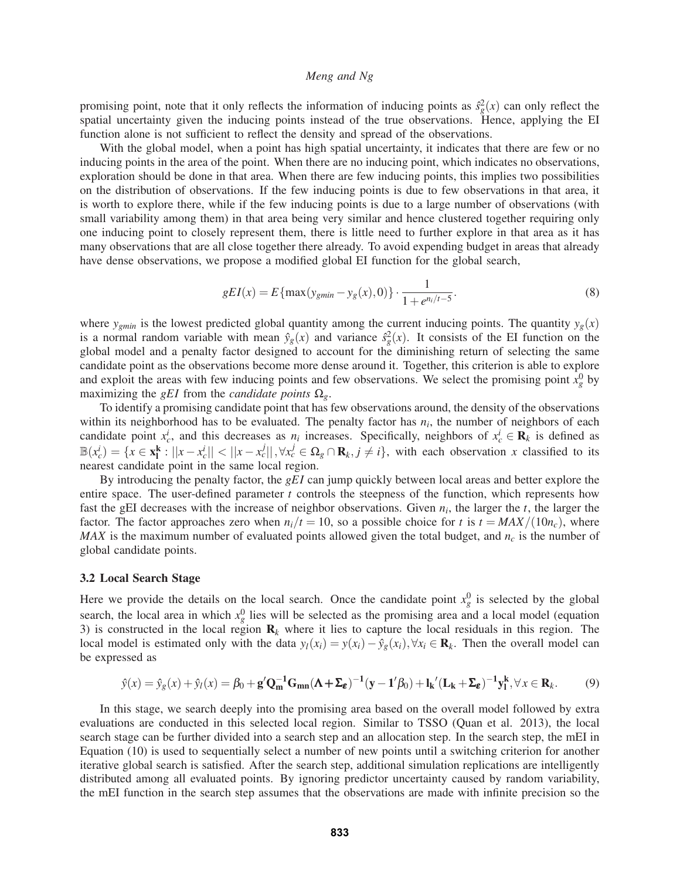promising point, note that it only reflects the information of inducing points as $\hat{s}_g^2(x)$ can only reflect the spatial uncertainty given the inducing points instead of the true observations. Hence, applying the EI function alone is not sufficient to reflect the density and spread of the observations.

With the global model, when a point has high spatial uncertainty, it indicates that there are few or no inducing points in the area of the point. When there are no inducing point, which indicates no observations, exploration should be done in that area. When there are few inducing points, this implies two possibilities on the distribution of observations. If the few inducing points is due to few observations in that area, it is worth to explore there, while if the few inducing points is due to a large number of observations (with small variability among them) in that area being very similar and hence clustered together requiring only one inducing point to closely represent them, there is little need to further explore in that area as it has many observations that are all close together there already. To avoid expending budget in areas that already have dense observations, we propose a modified global EI function for the global search,

$$gEI(x) = E\{\max(y_{gmin} - y_g(x), 0)\} \cdot \frac{1}{1 + e^{n_i/t - 5}}. \tag{8}$$

where $y_{gmin}$ is the lowest predicted global quantity among the current inducing points. The quantity $y_g(x)$ is a normal random variable with mean $\hat{y}_g(x)$ and variance $\hat{s}_g^2(x)$. It consists of the EI function on the global model and a penalty factor designed to account for the diminishing return of selecting the same candidate point as the observations become more dense around it. Together, this criterion is able to explore and exploit the areas with few inducing points and few observations. We select the promising point $x_g^0$ by maximizing the *gEI* from the *candidate points* $\Omega_g$.

To identify a promising candidate point that has few observations around, the density of the observations within its neighborhood has to be evaluated. The penalty factor has $n_i$, the number of neighbors of each candidate point $x_c^i$, and this decreases as $n_i$ increases. Specifically, neighbors of $x_c^i \in \mathbf{R}_k$ is defined as $\mathbb{B}(x_c^i) = \{x \in \mathbf{x_l^k} : ||x - x_c^i|| < ||x - x_c^j||, \forall x_c^j \in \Omega_g \cap \mathbf{R}_k, j \neq i\}$, with each observation $x$ classified to its nearest candidate point in the same local region.

By introducing the penalty factor, the *gEI* can jump quickly between local areas and better explore the entire space. The user-defined parameter $t$ controls the steepness of the function, which represents how fast the gEI decreases with the increase of neighbor observations. Given $n_i$, the larger the $t$, the larger the factor. The factor approaches zero when $n_i/t = 10$, so a possible choice for $t$ is $t = MAX/(10n_c)$, where *MAX* is the maximum number of evaluated points allowed given the total budget, and $n_c$ is the number of global candidate points.

### 3.2 Local Search Stage

Here we provide the details on the local search. Once the candidate point $x_g^0$ is selected by the global search, the local area in which $x_g^0$ lies will be selected as the promising area and a local model (equation 3) is constructed in the local region $\mathbf{R}_k$ where it lies to capture the local residuals in this region. The local model is estimated only with the data $y_l(x_i) = y(x_i) - \hat{y}_g(x_i), \forall x_i \in \mathbf{R}_k$. Then the overall model can be expressed as

$$\hat{y}(x) = \hat{y}_g(x) + \hat{y}_l(x) = \beta_0 + \mathbf{g}'\mathbf{Q_m^{-1}G_{mn}}(\mathbf{\Lambda} + \mathbf{\Sigma_\varepsilon})^{-1}(\mathbf{y} - \mathbf{1}'\beta_0) + \mathbf{l_k}'(\mathbf{L_k} + \mathbf{\Sigma_\varepsilon})^{-1}\mathbf{y_l^k}, \forall x \in \mathbf{R}_k. \tag{9}$$

In this stage, we search deeply into the promising area based on the overall model followed by extra evaluations are conducted in this selected local region. Similar to TSSO (Quan et al. 2013), the local search stage can be further divided into a search step and an allocation step. In the search step, the mEI in Equation (10) is used to sequentially select a number of new points until a switching criterion for another iterative global search is satisfied. After the search step, additional simulation replications are intelligently distributed among all evaluated points. By ignoring predictor uncertainty caused by random variability, the mEI function in the search step assumes that the observations are made with infinite precision so the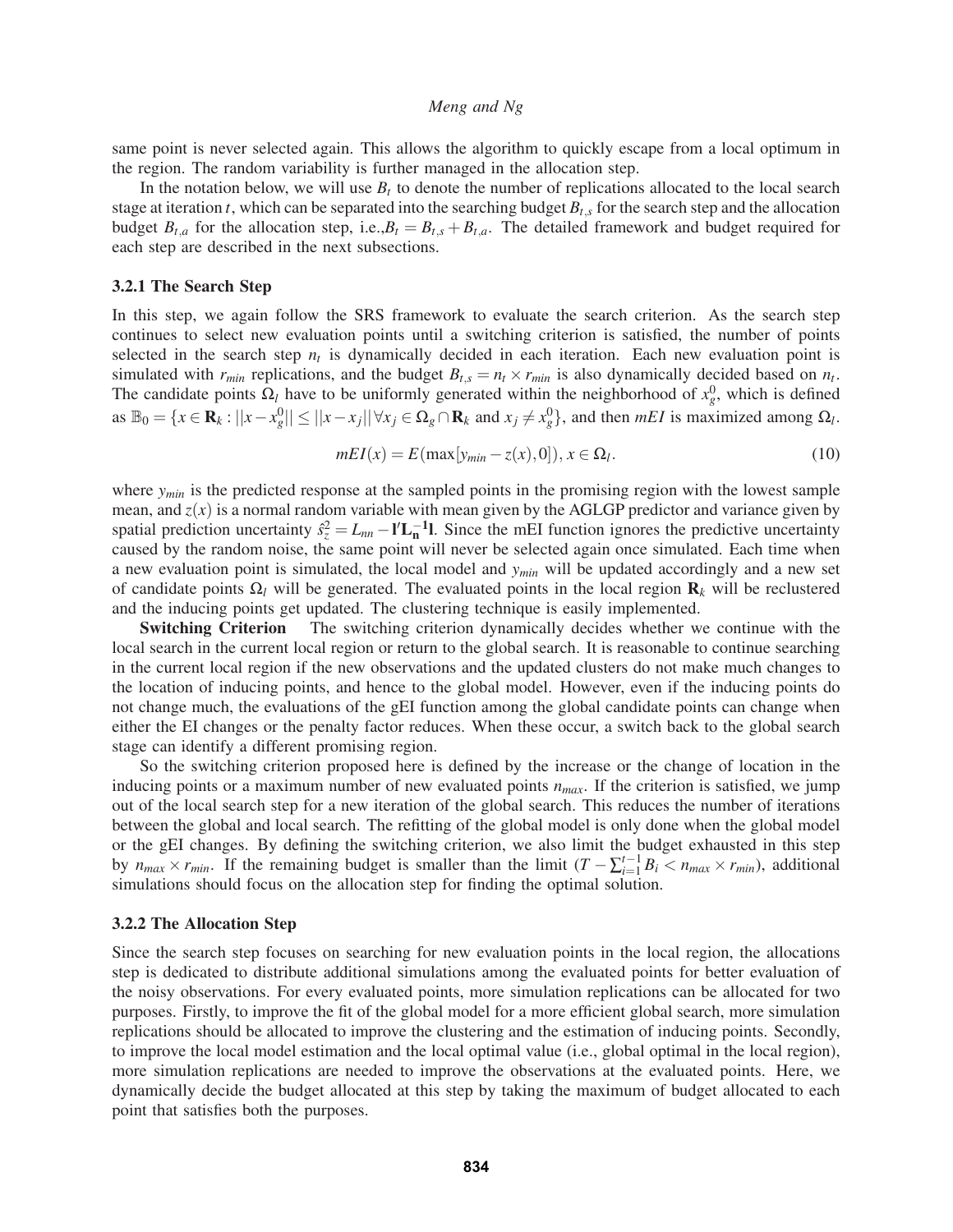same point is never selected again. This allows the algorithm to quickly escape from a local optimum in the region. The random variability is further managed in the allocation step.

In the notation below, we will use $B_t$ to denote the number of replications allocated to the local search stage at iteration $t$, which can be separated into the searching budget $B_{t,s}$ for the search step and the allocation budget $B_{t,a}$ for the allocation step, i.e.,$B_t = B_{t,s} + B_{t,a}$. The detailed framework and budget required for each step are described in the next subsections.

### 3.2.1 The Search Step

In this step, we again follow the SRS framework to evaluate the search criterion. As the search step continues to select new evaluation points until a switching criterion is satisfied, the number of points selected in the search step $n_t$ is dynamically decided in each iteration. Each new evaluation point is simulated with $r_{min}$ replications, and the budget $B_{t,s} = n_t \times r_{min}$ is also dynamically decided based on $n_t$. The candidate points $\Omega_l$ have to be uniformly generated within the neighborhood of $x_g^0$, which is defined as $\mathbb{B}_0 = \{x \in \mathbf{R}_k : ||x - x_g^0|| \leq ||x - x_j|| \forall x_j \in \Omega_g \cap \mathbf{R}_k \text{ and } x_j \neq x_g^0\}$, and then *mEI* is maximized among $\Omega_l$.

$$mEI(x) = E(\max[y_{min} - z(x), 0]), x \in \Omega_l. \tag{10}$$

where $y_{min}$ is the predicted response at the sampled points in the promising region with the lowest sample mean, and $z(x)$ is a normal random variable with mean given by the AGLGP predictor and variance given by spatial prediction uncertainty $\hat{s}_z^2 = L_{nn} - \mathbf{l}'\mathbf{L_n^{-1}l}$. Since the mEI function ignores the predictive uncertainty caused by the random noise, the same point will never be selected again once simulated. Each time when a new evaluation point is simulated, the local model and $y_{min}$ will be updated accordingly and a new set of candidate points $\Omega_l$ will be generated. The evaluated points in the local region $\mathbf{R}_k$ will be reclustered and the inducing points get updated. The clustering technique is easily implemented.

**Switching Criterion** The switching criterion dynamically decides whether we continue with the local search in the current local region or return to the global search. It is reasonable to continue searching in the current local region if the new observations and the updated clusters do not make much changes to the location of inducing points, and hence to the global model. However, even if the inducing points do not change much, the evaluations of the gEI function among the global candidate points can change when either the EI changes or the penalty factor reduces. When these occur, a switch back to the global search stage can identify a different promising region.

So the switching criterion proposed here is defined by the increase or the change of location in the inducing points or a maximum number of new evaluated points $n_{max}$. If the criterion is satisfied, we jump out of the local search step for a new iteration of the global search. This reduces the number of iterations between the global and local search. The refitting of the global model is only done when the global model or the gEI changes. By defining the switching criterion, we also limit the budget exhausted in this step by $n_{max} \times r_{min}$. If the remaining budget is smaller than the limit ($T - \sum_{i=1}^{t-1} B_i < n_{max} \times r_{min}$), additional simulations should focus on the allocation step for finding the optimal solution.

### 3.2.2 The Allocation Step

Since the search step focuses on searching for new evaluation points in the local region, the allocations step is dedicated to distribute additional simulations among the evaluated points for better evaluation of the noisy observations. For every evaluated points, more simulation replications can be allocated for two purposes. Firstly, to improve the fit of the global model for a more efficient global search, more simulation replications should be allocated to improve the clustering and the estimation of inducing points. Secondly, to improve the local model estimation and the local optimal value (i.e., global optimal in the local region), more simulation replications are needed to improve the observations at the evaluated points. Here, we dynamically decide the budget allocated at this step by taking the maximum of budget allocated to each point that satisfies both the purposes.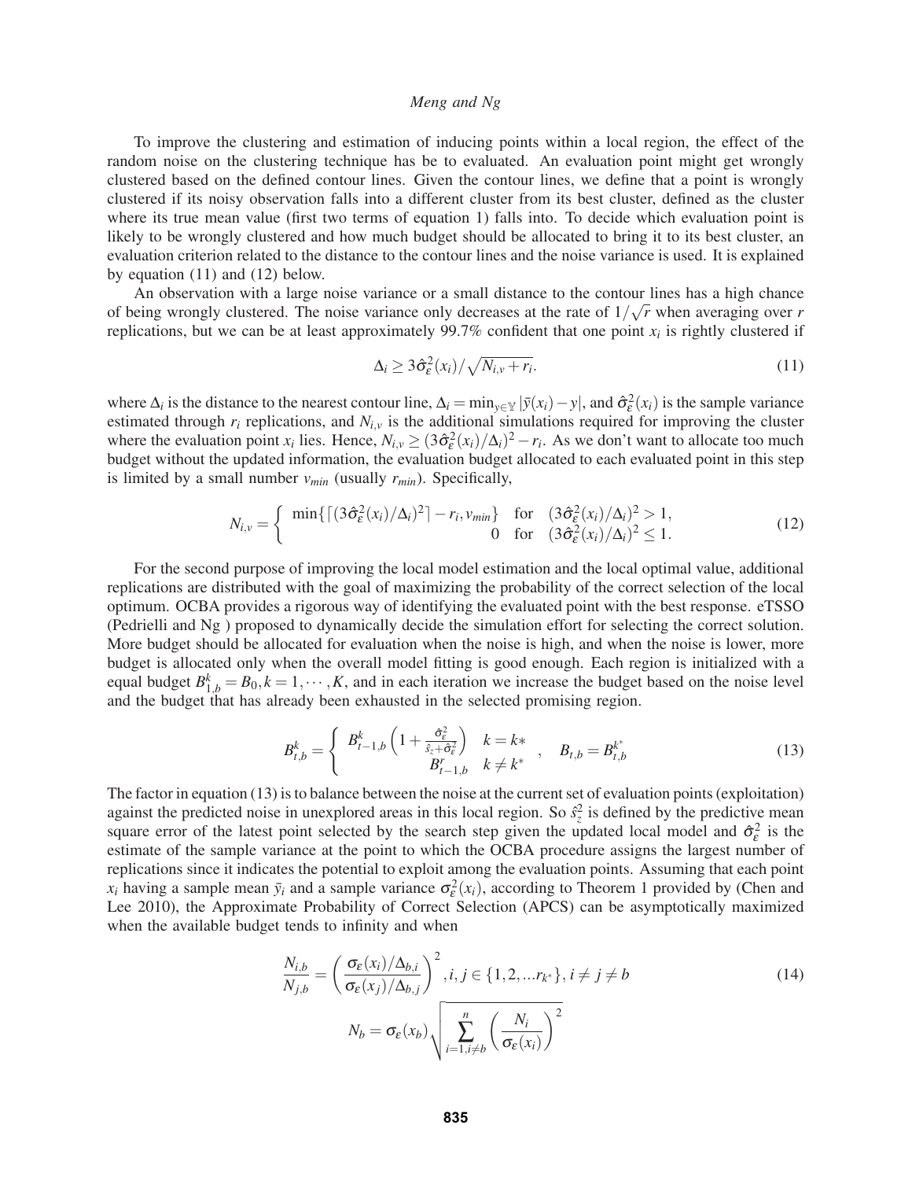To improve the clustering and estimation of inducing points within a local region, the effect of the random noise on the clustering technique has be to evaluated. An evaluation point might get wrongly clustered based on the defined contour lines. Given the contour lines, we define that a point is wrongly clustered if its noisy observation falls into a different cluster from its best cluster, defined as the cluster where its true mean value (first two terms of equation 1) falls into. To decide which evaluation point is likely to be wrongly clustered and how much budget should be allocated to bring it to its best cluster, an evaluation criterion related to the distance to the contour lines and the noise variance is used. It is explained by equation (11) and (12) below.

An observation with a large noise variance or a small distance to the contour lines has a high chance of being wrongly clustered. The noise variance only decreases at the rate of $1/\sqrt{r}$ when averaging over $r$ replications, but we can be at least approximately 99.7% confident that one point $x_i$ is rightly clustered if

$$\Delta_i \geq 3\hat{\sigma}_\varepsilon^2(x_i)/\sqrt{N_{i,v}+r_i}. \tag{11}$$

where $\Delta_i$ is the distance to the nearest contour line, $\Delta_i = \min_{y\in\mathbb{Y}} |\bar{y}(x_i) - y|$, and $\hat{\sigma}_\varepsilon^2(x_i)$ is the sample variance estimated through $r_i$ replications, and $N_{i,v}$ is the additional simulations required for improving the cluster where the evaluation point $x_i$ lies. Hence, $N_{i,v} \geq (3\hat{\sigma}_\varepsilon^2(x_i)/\Delta_i)^2 - r_i$. As we don't want to allocate too much budget without the updated information, the evaluation budget allocated to each evaluated point in this step is limited by a small number $v_{min}$ (usually $r_{min}$). Specifically,

$$N_{i,v} = \begin{cases} \min\{\lceil (3\hat{\sigma}_\varepsilon^2(x_i)/\Delta_i)^2 \rceil - r_i, v_{min}\} & \text{for} \quad (3\hat{\sigma}_\varepsilon^2(x_i)/\Delta_i)^2 > 1, \\ 0 & \text{for} \quad (3\hat{\sigma}_\varepsilon^2(x_i)/\Delta_i)^2 \leq 1. \end{cases} \tag{12}$$

For the second purpose of improving the local model estimation and the local optimal value, additional replications are distributed with the goal of maximizing the probability of the correct selection of the local optimum. OCBA provides a rigorous way of identifying the evaluated point with the best response. eTSSO (Pedrielli and Ng ) proposed to dynamically decide the simulation effort for selecting the correct solution. More budget should be allocated for evaluation when the noise is high, and when the noise is lower, more budget is allocated only when the overall model fitting is good enough. Each region is initialized with a equal budget $B_{1,b}^k = B_0, k = 1, \cdots, K$, and in each iteration we increase the budget based on the noise level and the budget that has already been exhausted in the selected promising region.

$$B_{t,b}^k = \begin{cases} B_{t-1,b}^k \left(1 + \frac{\hat{\sigma}_\varepsilon^2}{\hat{s}_z + \hat{\sigma}_\varepsilon^2}\right) & k = k* \\ B_{t-1,b}^r & k \neq k^* \end{cases}, \quad B_{t,b} = B_{t,b}^{k^*} \tag{13}$$

The factor in equation (13) is to balance between the noise at the current set of evaluation points (exploitation) against the predicted noise in unexplored areas in this local region. So $\hat{s}_z^2$ is defined by the predictive mean square error of the latest point selected by the search step given the updated local model and $\hat{\sigma}_\varepsilon^2$ is the estimate of the sample variance at the point to which the OCBA procedure assigns the largest number of replications since it indicates the potential to exploit among the evaluation points. Assuming that each point $x_i$ having a sample mean $\bar{y}_i$ and a sample variance $\sigma_\varepsilon^2(x_i)$, according to Theorem 1 provided by (Chen and Lee 2010), the Approximate Probability of Correct Selection (APCS) can be asymptotically maximized when the available budget tends to infinity and when

$$\frac{N_{i,b}}{N_{j,b}} = \left(\frac{\sigma_\varepsilon(x_i)/\Delta_{b,i}}{\sigma_\varepsilon(x_j)/\Delta_{b,j}}\right)^2, i,j \in \{1,2,...r_{k^*}\}, i \neq j \neq b \tag{14}$$

$$N_b = \sigma_\varepsilon(x_b)\sqrt{\sum_{i=1,i\neq b}^{n}\left(\frac{N_i}{\sigma_\varepsilon(x_i)}\right)^2}$$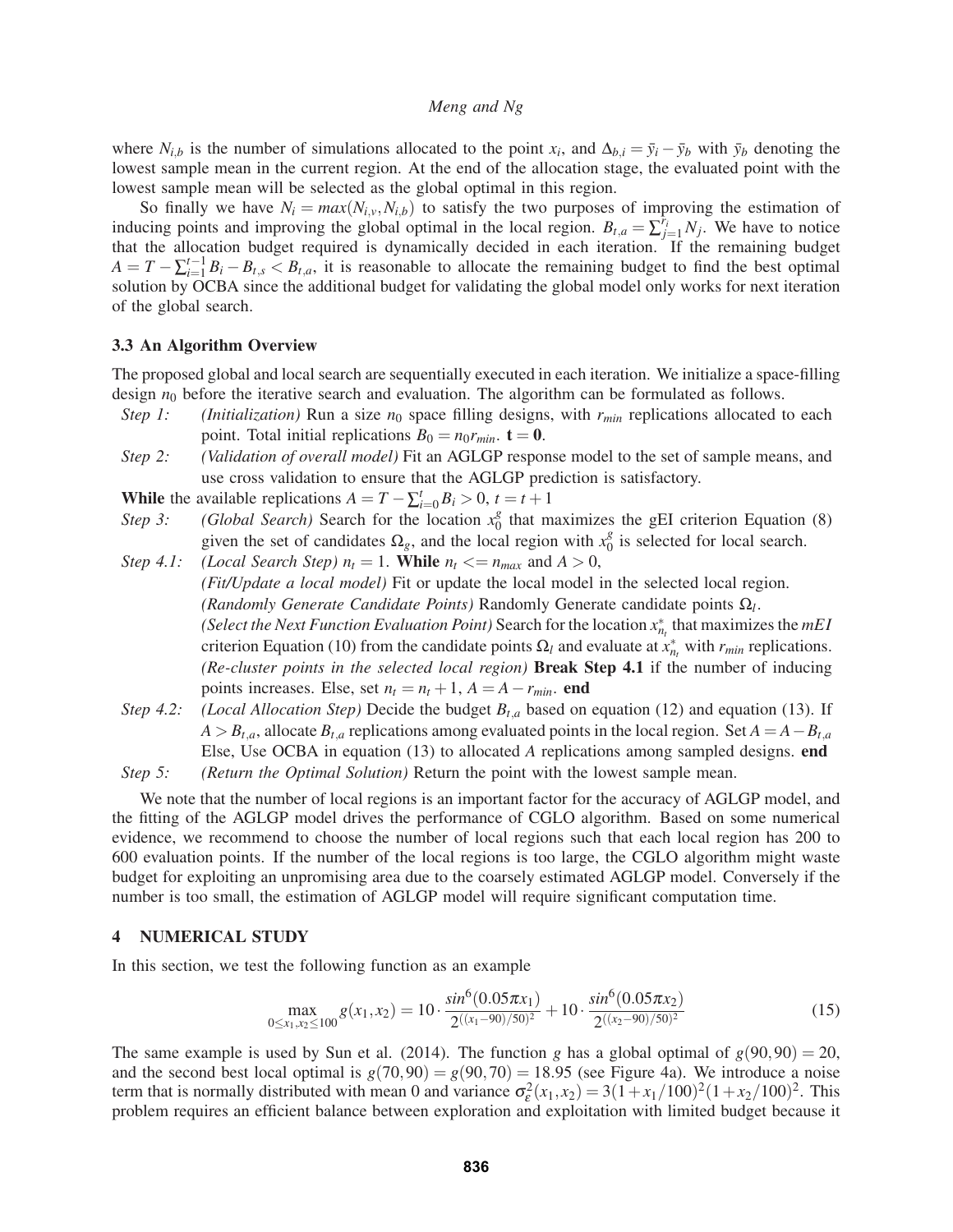where $N_{i,b}$ is the number of simulations allocated to the point $x_i$, and $\Delta_{b,i} = \bar{y}_i - \bar{y}_b$ with $\bar{y}_b$ denoting the lowest sample mean in the current region. At the end of the allocation stage, the evaluated point with the lowest sample mean will be selected as the global optimal in this region.

So finally we have $N_i = max(N_{i,v}, N_{i,b})$ to satisfy the two purposes of improving the estimation of inducing points and improving the global optimal in the local region. $B_{t,a} = \sum_{j=1}^{r_i} N_j$. We have to notice that the allocation budget required is dynamically decided in each iteration. If the remaining budget $A = T - \sum_{i=1}^{t-1} B_i - B_{t,s} < B_{t,a}$, it is reasonable to allocate the remaining budget to find the best optimal solution by OCBA since the additional budget for validating the global model only works for next iteration of the global search.

### 3.3 An Algorithm Overview

The proposed global and local search are sequentially executed in each iteration. We initialize a space-filling design $n_0$ before the iterative search and evaluation. The algorithm can be formulated as follows.

*Step 1:* *(Initialization)* Run a size $n_0$ space filling designs, with $r_{min}$ replications allocated to each point. Total initial replications $B_0 = n_0 r_{min}$. $\mathbf{t} = \mathbf{0}$.

*Step 2:* *(Validation of overall model)* Fit an AGLGP response model to the set of sample means, and use cross validation to ensure that the AGLGP prediction is satisfactory.

**While** the available replications $A = T - \sum_{i=0}^{t} B_i > 0$, $t = t+1$

*Step 3:* *(Global Search)* Search for the location $x_0^g$ that maximizes the gEI criterion Equation (8) given the set of candidates $\Omega_g$, and the local region with $x_0^g$ is selected for local search.

*Step 4.1:* *(Local Search Step)* $n_t = 1$. **While** $n_t <= n_{max}$ and $A > 0$,
*(Fit/Update a local model)* Fit or update the local model in the selected local region.
*(Randomly Generate Candidate Points)* Randomly Generate candidate points $\Omega_l$.
*(Select the Next Function Evaluation Point)* Search for the location $x_{n_t}^*$ that maximizes the *mEI* criterion Equation (10) from the candidate points $\Omega_l$ and evaluate at $x_{n_t}^*$ with $r_{min}$ replications.
*(Re-cluster points in the selected local region)* **Break Step 4.1** if the number of inducing points increases. Else, set $n_t = n_t + 1$, $A = A - r_{min}$. **end**

*Step 4.2:* *(Local Allocation Step)* Decide the budget $B_{t,a}$ based on equation (12) and equation (13). If $A > B_{t,a}$, allocate $B_{t,a}$ replications among evaluated points in the local region. Set $A = A - B_{t,a}$ Else, Use OCBA in equation (13) to allocated $A$ replications among sampled designs. **end**

*Step 5:* *(Return the Optimal Solution)* Return the point with the lowest sample mean.

We note that the number of local regions is an important factor for the accuracy of AGLGP model, and the fitting of the AGLGP model drives the performance of CGLO algorithm. Based on some numerical evidence, we recommend to choose the number of local regions such that each local region has 200 to 600 evaluation points. If the number of the local regions is too large, the CGLO algorithm might waste budget for exploiting an unpromising area due to the coarsely estimated AGLGP model. Conversely if the number is too small, the estimation of AGLGP model will require significant computation time.

## 4 NUMERICAL STUDY

In this section, we test the following function as an example

$$\max_{0 \le x_1, x_2 \le 100} g(x_1, x_2) = 10 \cdot \frac{sin^6(0.05\pi x_1)}{2^{((x_1-90)/50)^2}} + 10 \cdot \frac{sin^6(0.05\pi x_2)}{2^{((x_2-90)/50)^2}} \tag{15}$$

The same example is used by Sun et al. (2014). The function $g$ has a global optimal of $g(90,90) = 20$, and the second best local optimal is $g(70,90) = g(90,70) = 18.95$ (see Figure 4a). We introduce a noise term that is normally distributed with mean 0 and variance $\sigma_\varepsilon^2(x_1,x_2) = 3(1+x_1/100)^2(1+x_2/100)^2$. This problem requires an efficient balance between exploration and exploitation with limited budget because it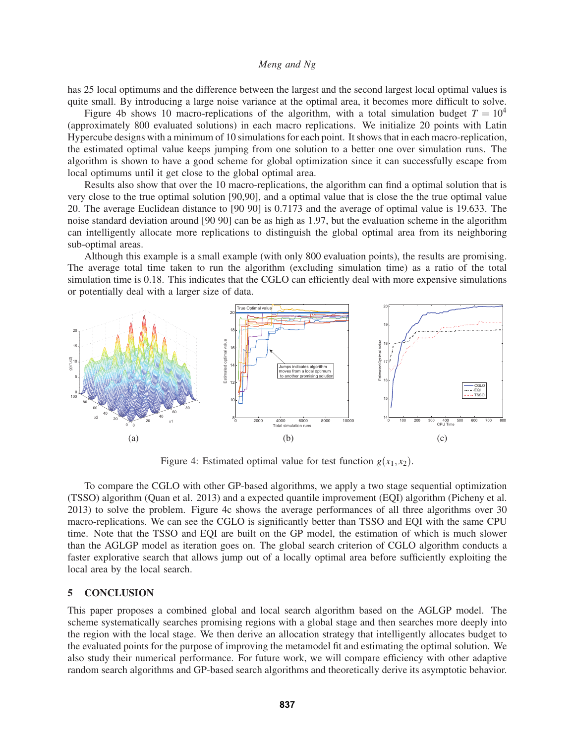has 25 local optimums and the difference between the largest and the second largest local optimal values is quite small. By introducing a large noise variance at the optimal area, it becomes more difficult to solve.

Figure 4b shows 10 macro-replications of the algorithm, with a total simulation budget $T = 10^4$ (approximately 800 evaluated solutions) in each macro replications. We initialize 20 points with Latin Hypercube designs with a minimum of 10 simulations for each point. It shows that in each macro-replication, the estimated optimal value keeps jumping from one solution to a better one over simulation runs. The algorithm is shown to have a good scheme for global optimization since it can successfully escape from local optimums until it get close to the global optimal area.

Results also show that over the 10 macro-replications, the algorithm can find a optimal solution that is very close to the true optimal solution [90,90], and a optimal value that is close the the true optimal value 20. The average Euclidean distance to [90 90] is 0.7173 and the average of optimal value is 19.633. The noise standard deviation around [90 90] can be as high as 1.97, but the evaluation scheme in the algorithm can intelligently allocate more replications to distinguish the global optimal area from its neighboring sub-optimal areas.

Although this example is a small example (with only 800 evaluation points), the results are promising. The average total time taken to run the algorithm (excluding simulation time) as a ratio of the total simulation time is 0.18. This indicates that the CGLO can efficiently deal with more expensive simulations or potentially deal with a larger size of data.

(a) (b) (c)

Figure 4: Estimated optimal value for test function $g(x_1, x_2)$.

To compare the CGLO with other GP-based algorithms, we apply a two stage sequential optimization (TSSO) algorithm (Quan et al. 2013) and a expected quantile improvement (EQI) algorithm (Picheny et al. 2013) to solve the problem. Figure 4c shows the average performances of all three algorithms over 30 macro-replications. We can see the CGLO is significantly better than TSSO and EQI with the same CPU time. Note that the TSSO and EQI are built on the GP model, the estimation of which is much slower than the AGLGP model as iteration goes on. The global search criterion of CGLO algorithm conducts a faster explorative search that allows jump out of a locally optimal area before sufficiently exploiting the local area by the local search.

## 5 CONCLUSION

This paper proposes a combined global and local search algorithm based on the AGLGP model. The scheme systematically searches promising regions with a global stage and then searches more deeply into the region with the local stage. We then derive an allocation strategy that intelligently allocates budget to the evaluated points for the purpose of improving the metamodel fit and estimating the optimal solution. We also study their numerical performance. For future work, we will compare efficiency with other adaptive random search algorithms and GP-based search algorithms and theoretically derive its asymptotic behavior.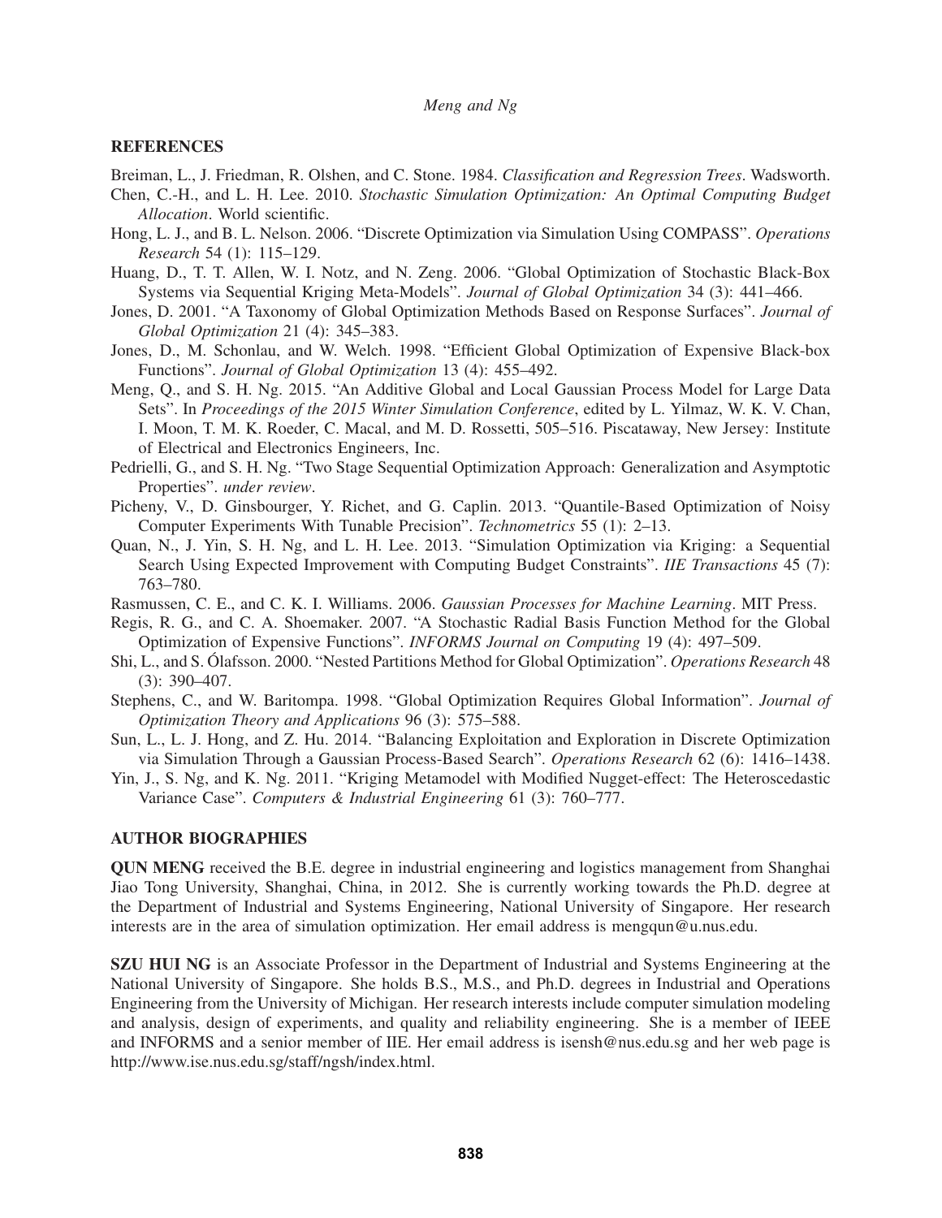## REFERENCES

Breiman, L., J. Friedman, R. Olshen, and C. Stone. 1984. *Classification and Regression Trees*. Wadsworth.

Chen, C.-H., and L. H. Lee. 2010. *Stochastic Simulation Optimization: An Optimal Computing Budget Allocation*. World scientific.

Hong, L. J., and B. L. Nelson. 2006. "Discrete Optimization via Simulation Using COMPASS". *Operations Research* 54 (1): 115–129.

Huang, D., T. T. Allen, W. I. Notz, and N. Zeng. 2006. "Global Optimization of Stochastic Black-Box Systems via Sequential Kriging Meta-Models". *Journal of Global Optimization* 34 (3): 441–466.

Jones, D. 2001. "A Taxonomy of Global Optimization Methods Based on Response Surfaces". *Journal of Global Optimization* 21 (4): 345–383.

Jones, D., M. Schonlau, and W. Welch. 1998. "Efficient Global Optimization of Expensive Black-box Functions". *Journal of Global Optimization* 13 (4): 455–492.

Meng, Q., and S. H. Ng. 2015. "An Additive Global and Local Gaussian Process Model for Large Data Sets". In *Proceedings of the 2015 Winter Simulation Conference*, edited by L. Yilmaz, W. K. V. Chan, I. Moon, T. M. K. Roeder, C. Macal, and M. D. Rossetti, 505–516. Piscataway, New Jersey: Institute of Electrical and Electronics Engineers, Inc.

Pedrielli, G., and S. H. Ng. "Two Stage Sequential Optimization Approach: Generalization and Asymptotic Properties". *under review*.

Picheny, V., D. Ginsbourger, Y. Richet, and G. Caplin. 2013. "Quantile-Based Optimization of Noisy Computer Experiments With Tunable Precision". *Technometrics* 55 (1): 2–13.

Quan, N., J. Yin, S. H. Ng, and L. H. Lee. 2013. "Simulation Optimization via Kriging: a Sequential Search Using Expected Improvement with Computing Budget Constraints". *IIE Transactions* 45 (7): 763–780.

Rasmussen, C. E., and C. K. I. Williams. 2006. *Gaussian Processes for Machine Learning*. MIT Press.

Regis, R. G., and C. A. Shoemaker. 2007. "A Stochastic Radial Basis Function Method for the Global Optimization of Expensive Functions". *INFORMS Journal on Computing* 19 (4): 497–509.

Shi, L., and S. Ólafsson. 2000. "Nested Partitions Method for Global Optimization". *Operations Research* 48 (3): 390–407.

Stephens, C., and W. Baritompa. 1998. "Global Optimization Requires Global Information". *Journal of Optimization Theory and Applications* 96 (3): 575–588.

Sun, L., L. J. Hong, and Z. Hu. 2014. "Balancing Exploitation and Exploration in Discrete Optimization via Simulation Through a Gaussian Process-Based Search". *Operations Research* 62 (6): 1416–1438.

Yin, J., S. Ng, and K. Ng. 2011. "Kriging Metamodel with Modified Nugget-effect: The Heteroscedastic Variance Case". *Computers & Industrial Engineering* 61 (3): 760–777.

## AUTHOR BIOGRAPHIES

**QUN MENG** received the B.E. degree in industrial engineering and logistics management from Shanghai Jiao Tong University, Shanghai, China, in 2012. She is currently working towards the Ph.D. degree at the Department of Industrial and Systems Engineering, National University of Singapore. Her research interests are in the area of simulation optimization. Her email address is mengqun@u.nus.edu.

**SZU HUI NG** is an Associate Professor in the Department of Industrial and Systems Engineering at the National University of Singapore. She holds B.S., M.S., and Ph.D. degrees in Industrial and Operations Engineering from the University of Michigan. Her research interests include computer simulation modeling and analysis, design of experiments, and quality and reliability engineering. She is a member of IEEE and INFORMS and a senior member of IIE. Her email address is isensh@nus.edu.sg and her web page is http://www.ise.nus.edu.sg/staff/ngsh/index.html.